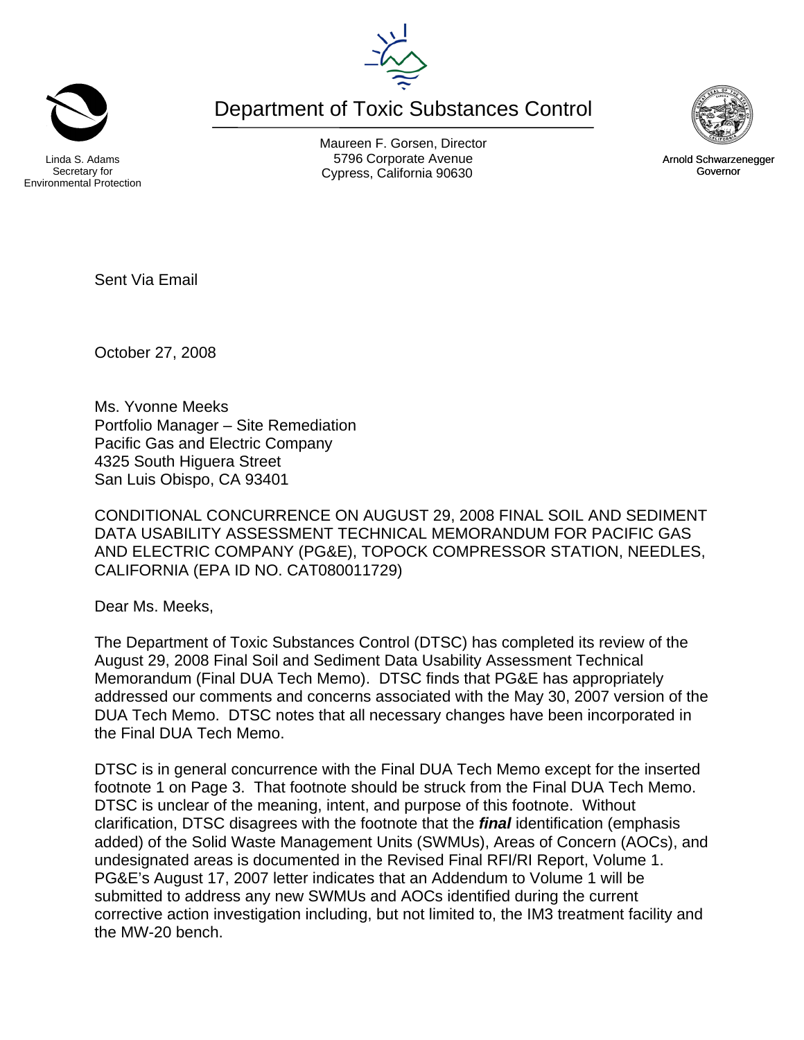Linda S. Adams
Secretary for
Environmental Protection

# Department of Toxic Substances Control

Maureen F. Gorsen, Director
5796 Corporate Avenue
Cypress, California 90630

Arnold Schwarzenegger
Governor

Sent Via Email

October 27, 2008

Ms. Yvonne Meeks
Portfolio Manager – Site Remediation
Pacific Gas and Electric Company
4325 South Higuera Street
San Luis Obispo, CA 93401

CONDITIONAL CONCURRENCE ON AUGUST 29, 2008 FINAL SOIL AND SEDIMENT DATA USABILITY ASSESSMENT TECHNICAL MEMORANDUM FOR PACIFIC GAS AND ELECTRIC COMPANY (PG&E), TOPOCK COMPRESSOR STATION, NEEDLES, CALIFORNIA (EPA ID NO. CAT080011729)

Dear Ms. Meeks,

The Department of Toxic Substances Control (DTSC) has completed its review of the August 29, 2008 Final Soil and Sediment Data Usability Assessment Technical Memorandum (Final DUA Tech Memo). DTSC finds that PG&E has appropriately addressed our comments and concerns associated with the May 30, 2007 version of the DUA Tech Memo. DTSC notes that all necessary changes have been incorporated in the Final DUA Tech Memo.

DTSC is in general concurrence with the Final DUA Tech Memo except for the inserted footnote 1 on Page 3. That footnote should be struck from the Final DUA Tech Memo. DTSC is unclear of the meaning, intent, and purpose of this footnote. Without clarification, DTSC disagrees with the footnote that the ***final*** identification (emphasis added) of the Solid Waste Management Units (SWMUs), Areas of Concern (AOCs), and undesignated areas is documented in the Revised Final RFI/RI Report, Volume 1. PG&E's August 17, 2007 letter indicates that an Addendum to Volume 1 will be submitted to address any new SWMUs and AOCs identified during the current corrective action investigation including, but not limited to, the IM3 treatment facility and the MW-20 bench.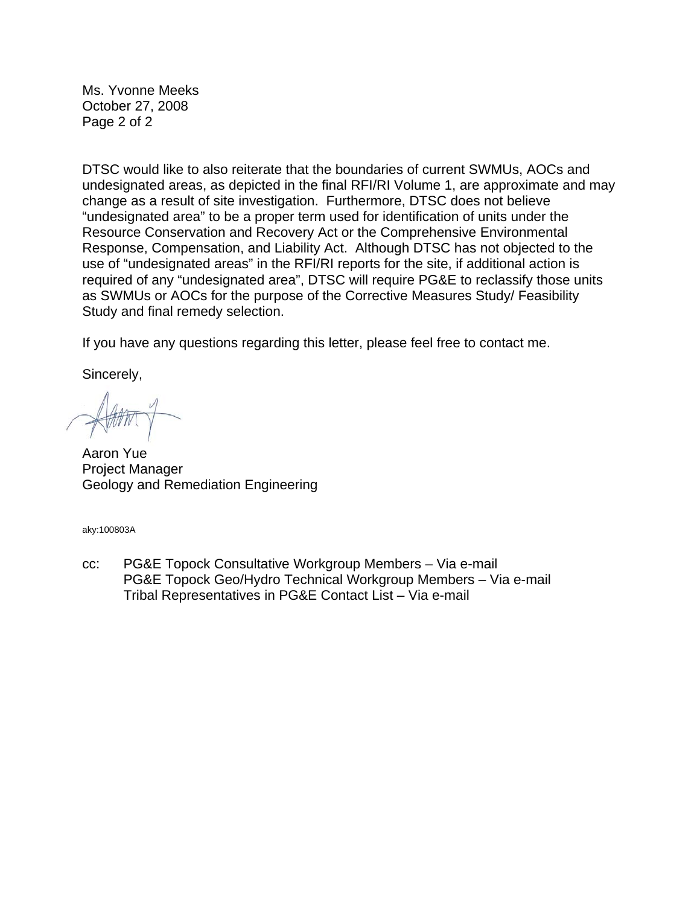DTSC would like to also reiterate that the boundaries of current SWMUs, AOCs and undesignated areas, as depicted in the final RFI/RI Volume 1, are approximate and may change as a result of site investigation. Furthermore, DTSC does not believe "undesignated area" to be a proper term used for identification of units under the Resource Conservation and Recovery Act or the Comprehensive Environmental Response, Compensation, and Liability Act. Although DTSC has not objected to the use of "undesignated areas" in the RFI/RI reports for the site, if additional action is required of any "undesignated area", DTSC will require PG&E to reclassify those units as SWMUs or AOCs for the purpose of the Corrective Measures Study/ Feasibility Study and final remedy selection.

If you have any questions regarding this letter, please feel free to contact me.

Sincerely,

Aaron Yue
Project Manager
Geology and Remediation Engineering

aky:100803A

cc: PG&E Topock Consultative Workgroup Members – Via e-mail
PG&E Topock Geo/Hydro Technical Workgroup Members – Via e-mail
Tribal Representatives in PG&E Contact List – Via e-mail